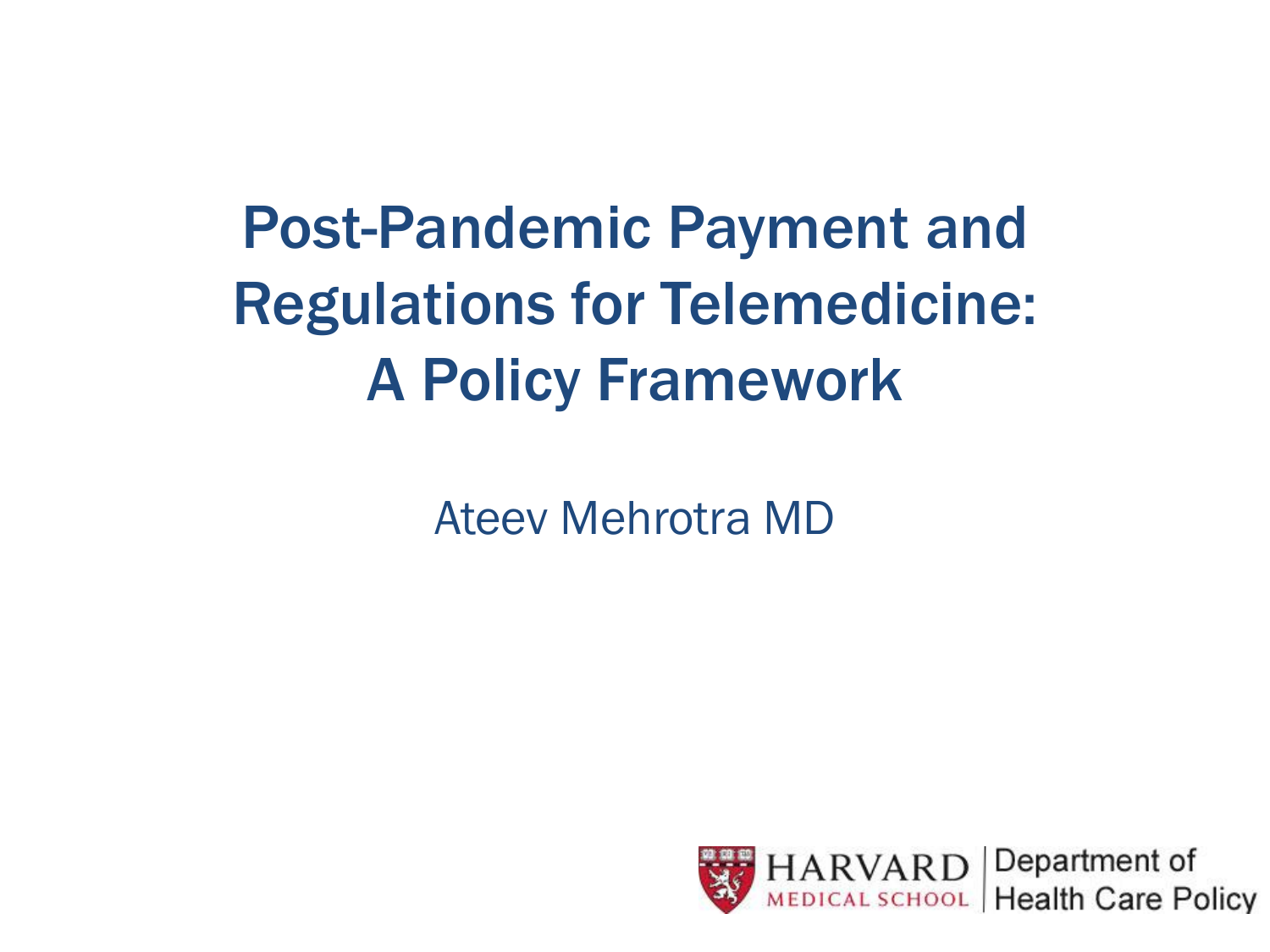# Post-Pandemic Payment and Regulations for Telemedicine: A Policy Framework

Ateev Mehrotra MD

HARVARD MEDICAL SCHOOL | Department of Health Care Policy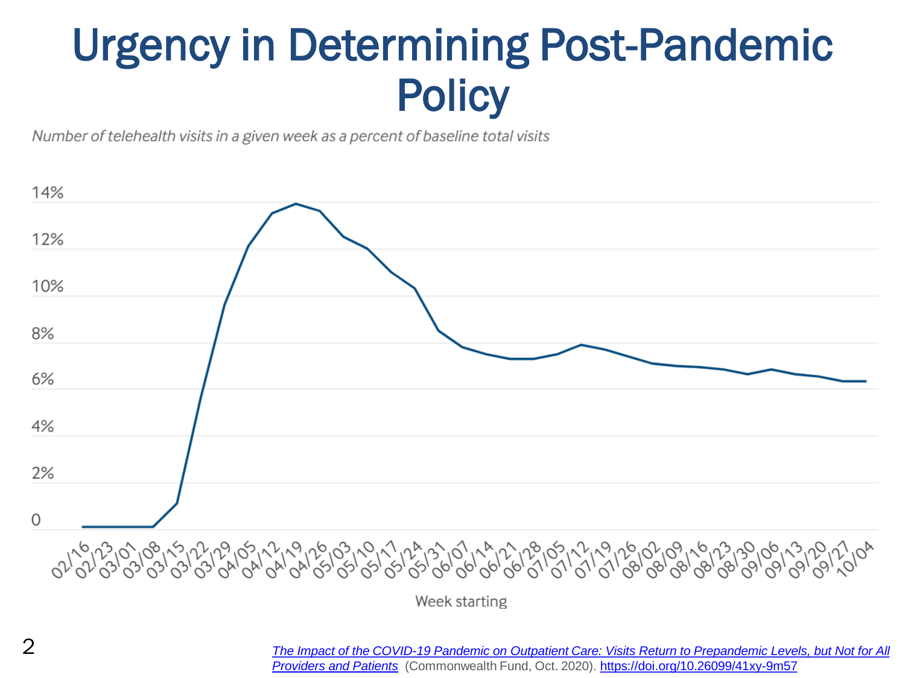# Urgency in Determining Post-Pandemic Policy

*Number of telehealth visits in a given week as a percent of baseline total visits*

14%

12%

10%

8%

6%

4%

2%

0

02/16 02/23 03/01 03/08 03/15 03/22 03/29 04/05 04/12 04/19 04/26 05/03 05/10 05/17 05/24 05/31 06/07 06/14 06/21 06/28 07/05 07/12 07/19 07/26 08/02 08/09 08/16 08/23 08/30 09/06 09/13 09/20 09/27 10/04

Week starting

*The Impact of the COVID-19 Pandemic on Outpatient Care: Visits Return to Prepandemic Levels, but Not for All Providers and Patients* (Commonwealth Fund, Oct. 2020). https://doi.org/10.26099/41xy-9m57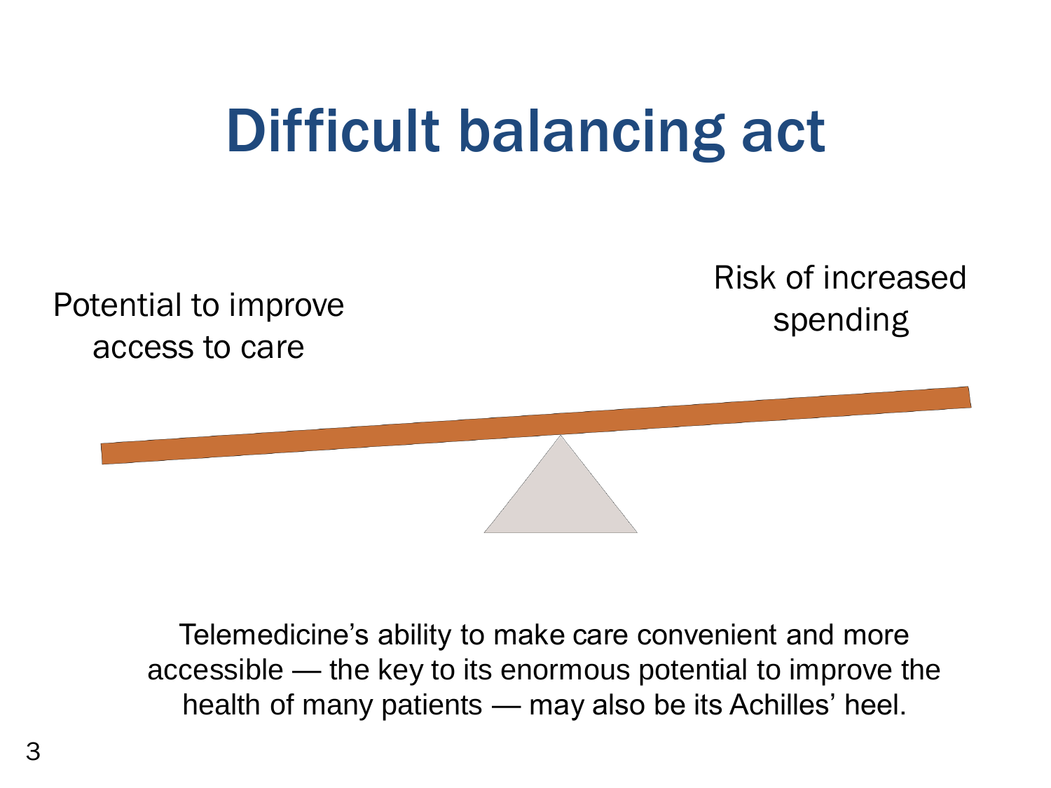# Difficult balancing act

Potential to improve access to care

Risk of increased spending

Telemedicine's ability to make care convenient and more accessible — the key to its enormous potential to improve the health of many patients — may also be its Achilles' heel.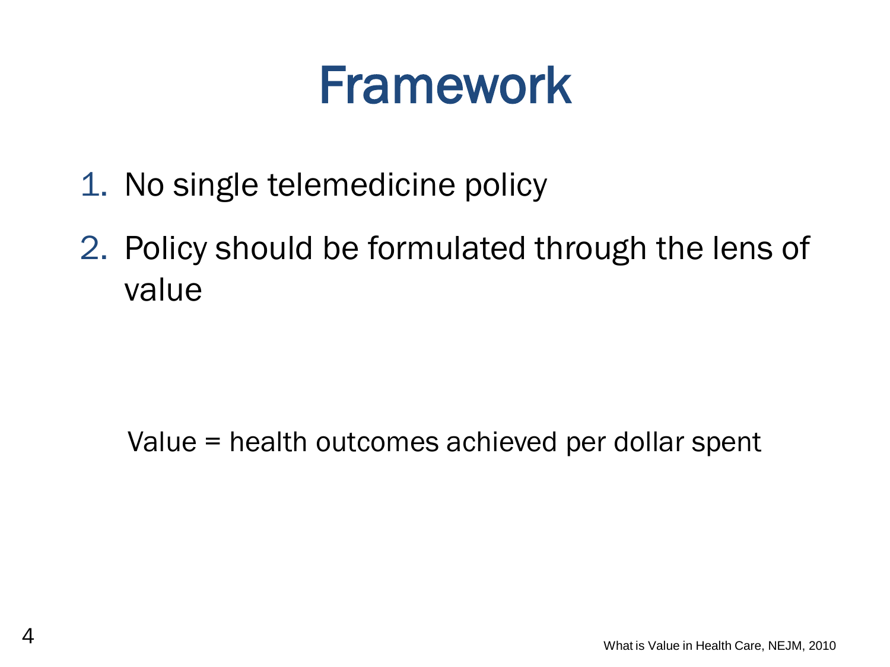# Framework

1. No single telemedicine policy
2. Policy should be formulated through the lens of value

Value = health outcomes achieved per dollar spent

What is Value in Health Care, NEJM, 2010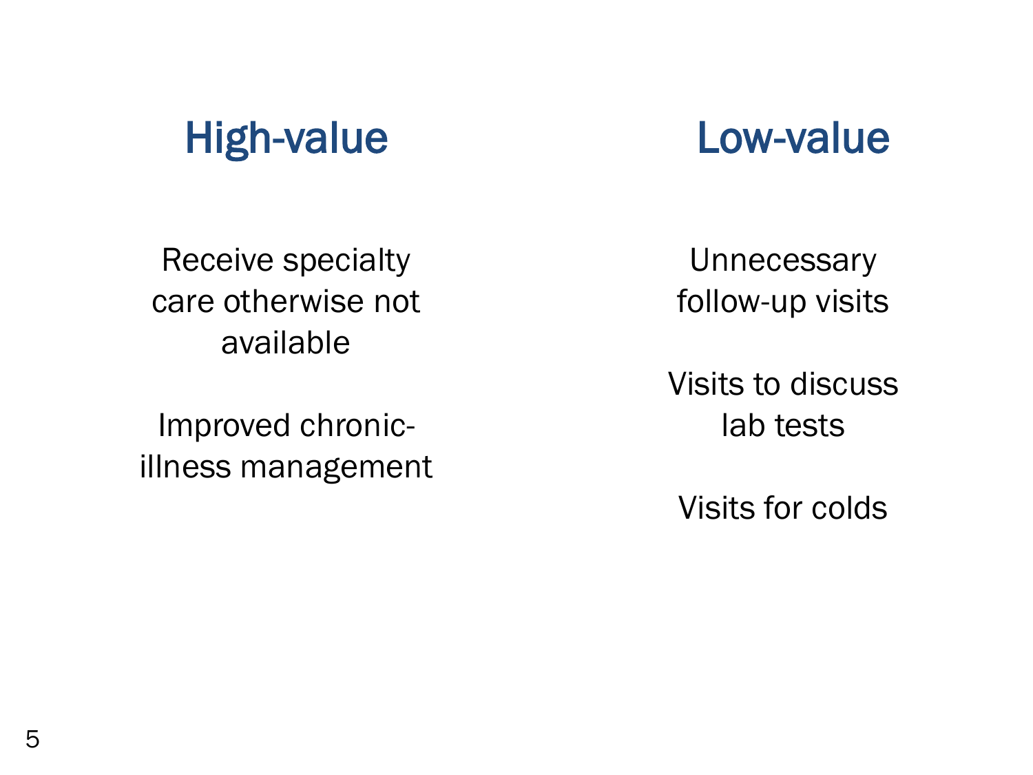## High-value

Receive specialty care otherwise not available

Improved chronic-illness management

## Low-value

Unnecessary follow-up visits

Visits to discuss lab tests

Visits for colds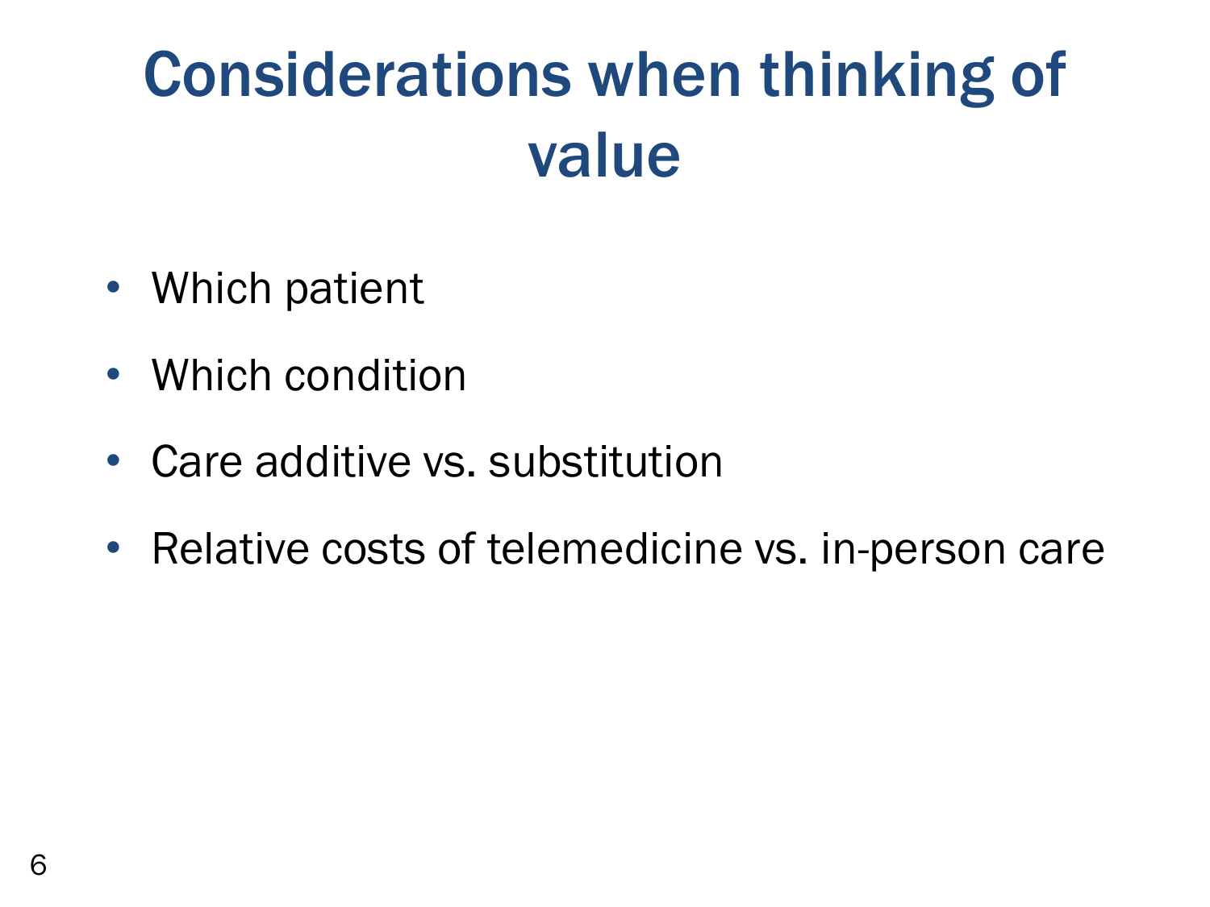# Considerations when thinking of value

- Which patient
- Which condition
- Care additive vs. substitution
- Relative costs of telemedicine vs. in-person care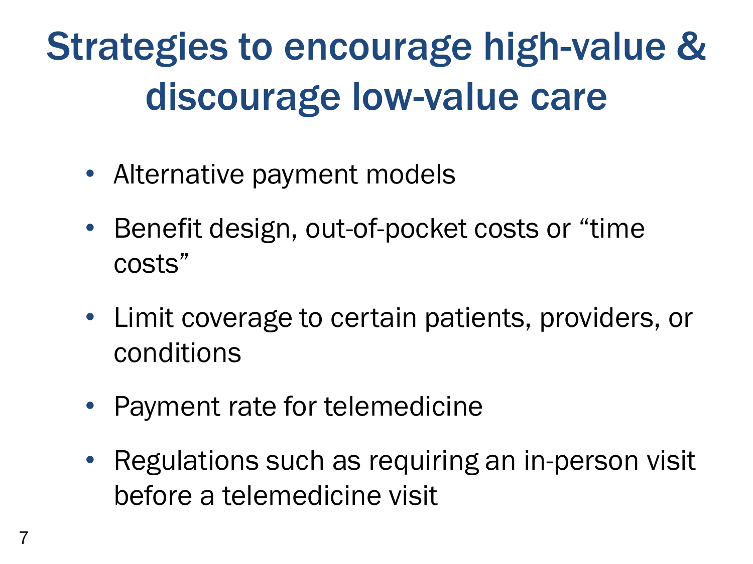# Strategies to encourage high-value & discourage low-value care

- Alternative payment models
- Benefit design, out-of-pocket costs or “time costs”
- Limit coverage to certain patients, providers, or conditions
- Payment rate for telemedicine
- Regulations such as requiring an in-person visit before a telemedicine visit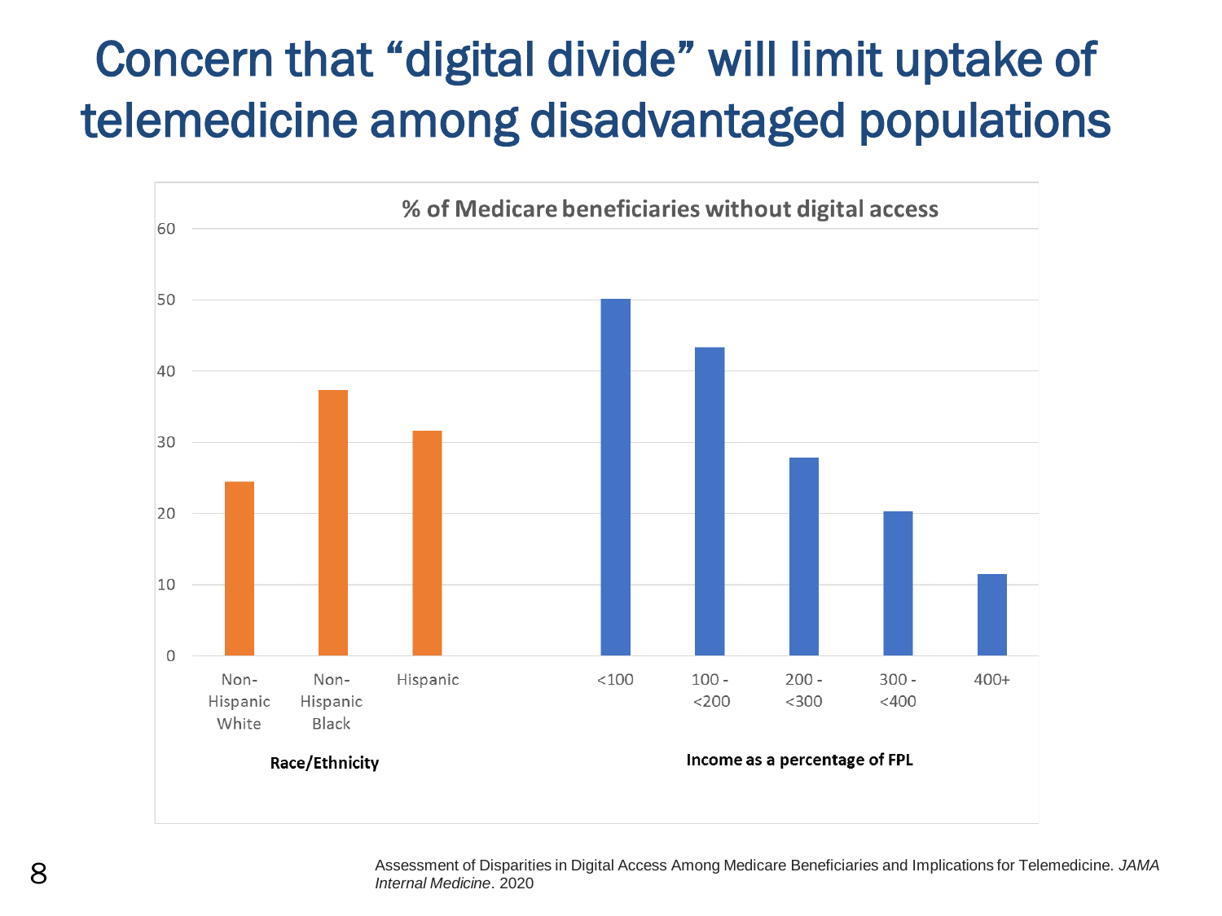# Concern that "digital divide" will limit uptake of telemedicine among disadvantaged populations

**% of Medicare beneficiaries without digital access**

| Group | Category | % without digital access (approx.) |
|---|---|---|
| Race/Ethnicity | Non-Hispanic White | 24.5 |
| Race/Ethnicity | Non-Hispanic Black | 37.3 |
| Race/Ethnicity | Hispanic | 31.6 |
| Income as a percentage of FPL | <100 | 50.1 |
| Income as a percentage of FPL | 100 - <200 | 43.3 |
| Income as a percentage of FPL | 200 - <300 | 27.8 |
| Income as a percentage of FPL | 300 - <400 | 20.3 |
| Income as a percentage of FPL | 400+ | 11.5 |

Assessment of Disparities in Digital Access Among Medicare Beneficiaries and Implications for Telemedicine. *JAMA Internal Medicine*. 2020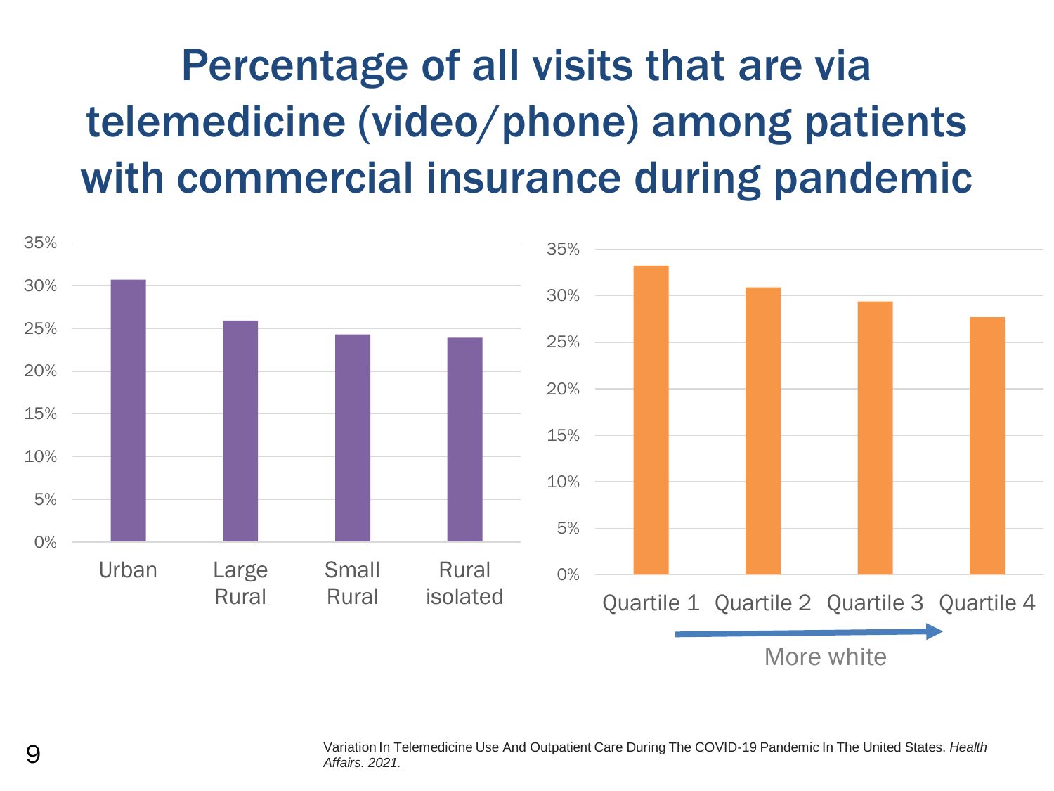# Percentage of all visits that are via telemedicine (video/phone) among patients with commercial insurance during pandemic

35%
30%
25%
20%
15%
10%
5%
0%

Urban | Large Rural | Small Rural | Rural isolated

35%
30%
25%
20%
15%
10%
5%
0%

Quartile 1 | Quartile 2 | Quartile 3 | Quartile 4

More white

Variation In Telemedicine Use And Outpatient Care During The COVID-19 Pandemic In The United States. *Health Affairs. 2021.*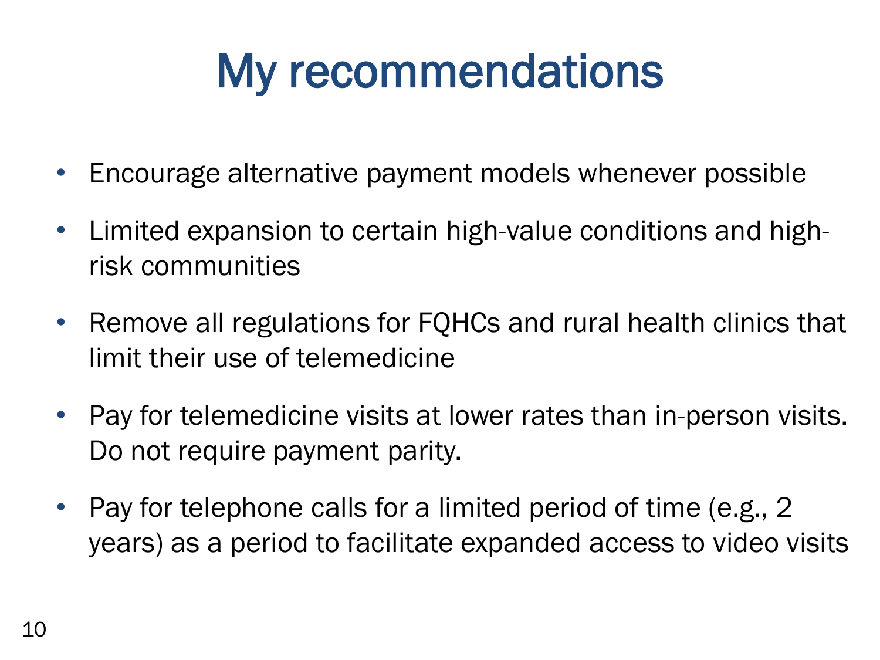# My recommendations

- Encourage alternative payment models whenever possible
- Limited expansion to certain high-value conditions and high-risk communities
- Remove all regulations for FQHCs and rural health clinics that limit their use of telemedicine
- Pay for telemedicine visits at lower rates than in-person visits. Do not require payment parity.
- Pay for telephone calls for a limited period of time (e.g., 2 years) as a period to facilitate expanded access to video visits